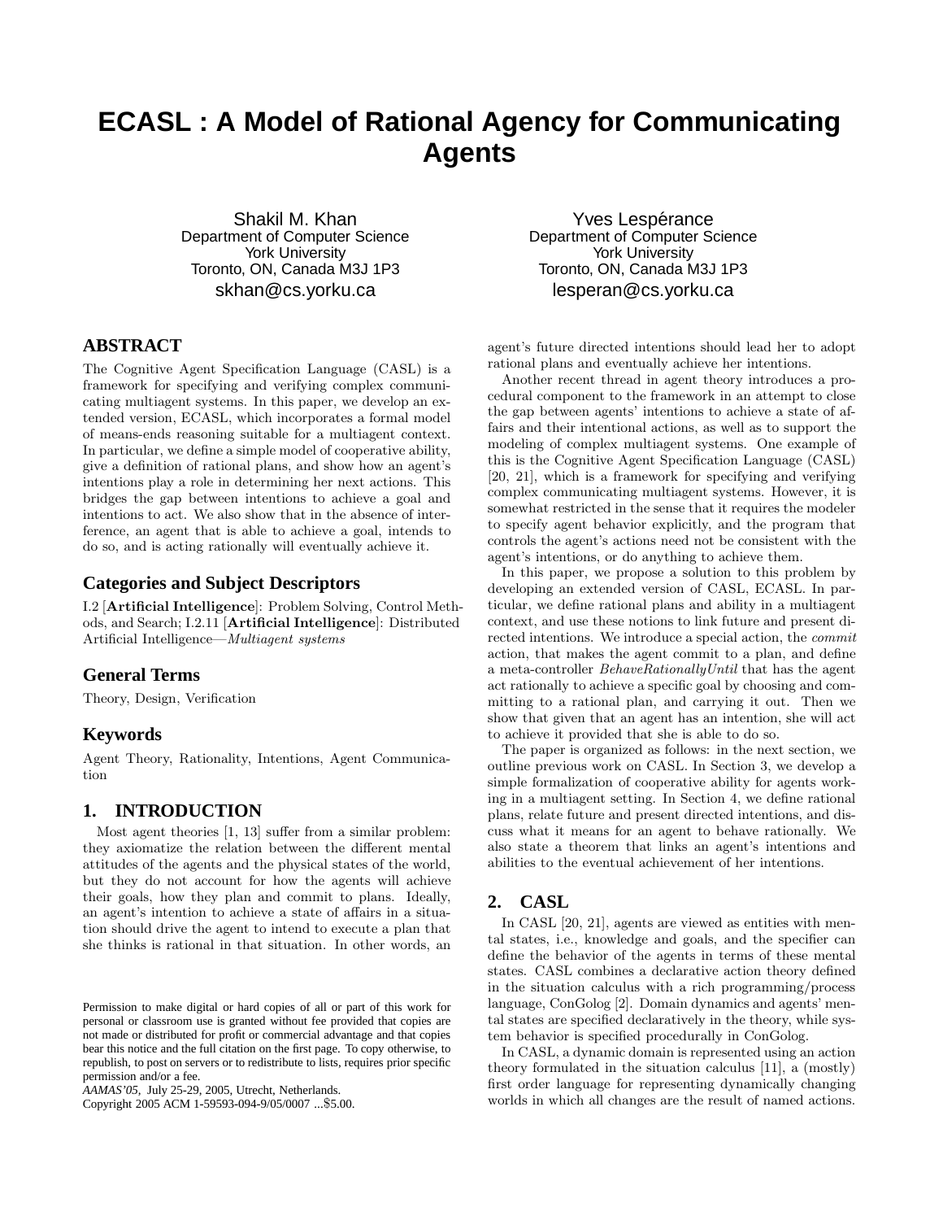# ECASL : A Model of Rational Agency for Communicating Agents

Shakil M. Khan
Department of Computer Science
York University
Toronto, ON, Canada M3J 1P3
skhan@cs.yorku.ca

Yves Lespérance
Department of Computer Science
York University
Toronto, ON, Canada M3J 1P3
lesperan@cs.yorku.ca

## ABSTRACT

The Cognitive Agent Specification Language (CASL) is a framework for specifying and verifying complex communicating multiagent systems. In this paper, we develop an extended version, ECASL, which incorporates a formal model of means-ends reasoning suitable for a multiagent context. In particular, we define a simple model of cooperative ability, give a definition of rational plans, and show how an agent's intentions play a role in determining her next actions. This bridges the gap between intentions to achieve a goal and intentions to act. We also show that in the absence of interference, an agent that is able to achieve a goal, intends to do so, and is acting rationally will eventually achieve it.

## Categories and Subject Descriptors

I.2 [**Artificial Intelligence**]: Problem Solving, Control Methods, and Search; I.2.11 [**Artificial Intelligence**]: Distributed Artificial Intelligence—*Multiagent systems*

## General Terms

Theory, Design, Verification

## Keywords

Agent Theory, Rationality, Intentions, Agent Communication

## 1. INTRODUCTION

Most agent theories [1, 13] suffer from a similar problem: they axiomatize the relation between the different mental attitudes of the agents and the physical states of the world, but they do not account for how the agents will achieve their goals, how they plan and commit to plans. Ideally, an agent's intention to achieve a state of affairs in a situation should drive the agent to intend to execute a plan that she thinks is rational in that situation. In other words, an agent's future directed intentions should lead her to adopt rational plans and eventually achieve her intentions.

Another recent thread in agent theory introduces a procedural component to the framework in an attempt to close the gap between agents' intentions to achieve a state of affairs and their intentional actions, as well as to support the modeling of complex multiagent systems. One example of this is the Cognitive Agent Specification Language (CASL) [20, 21], which is a framework for specifying and verifying complex communicating multiagent systems. However, it is somewhat restricted in the sense that it requires the modeler to specify agent behavior explicitly, and the program that controls the agent's actions need not be consistent with the agent's intentions, or do anything to achieve them.

In this paper, we propose a solution to this problem by developing an extended version of CASL, ECASL. In particular, we define rational plans and ability in a multiagent context, and use these notions to link future and present directed intentions. We introduce a special action, the *commit* action, that makes the agent commit to a plan, and define a meta-controller *BehaveRationallyUntil* that has the agent act rationally to achieve a specific goal by choosing and committing to a rational plan, and carrying it out. Then we show that given that an agent has an intention, she will act to achieve it provided that she is able to do so.

The paper is organized as follows: in the next section, we outline previous work on CASL. In Section 3, we develop a simple formalization of cooperative ability for agents working in a multiagent setting. In Section 4, we define rational plans, relate future and present directed intentions, and discuss what it means for an agent to behave rationally. We also state a theorem that links an agent's intentions and abilities to the eventual achievement of her intentions.

## 2. CASL

In CASL [20, 21], agents are viewed as entities with mental states, i.e., knowledge and goals, and the specifier can define the behavior of the agents in terms of these mental states. CASL combines a declarative action theory defined in the situation calculus with a rich programming/process language, ConGolog [2]. Domain dynamics and agents' mental states are specified declaratively in the theory, while system behavior is specified procedurally in ConGolog.

In CASL, a dynamic domain is represented using an action theory formulated in the situation calculus [11], a (mostly) first order language for representing dynamically changing worlds in which all changes are the result of named actions.

Permission to make digital or hard copies of all or part of this work for personal or classroom use is granted without fee provided that copies are not made or distributed for profit or commercial advantage and that copies bear this notice and the full citation on the first page. To copy otherwise, to republish, to post on servers or to redistribute to lists, requires prior specific permission and/or a fee.
*AAMAS'05,* July 25-29, 2005, Utrecht, Netherlands.
Copyright 2005 ACM 1-59593-094-9/05/0007 ...$5.00.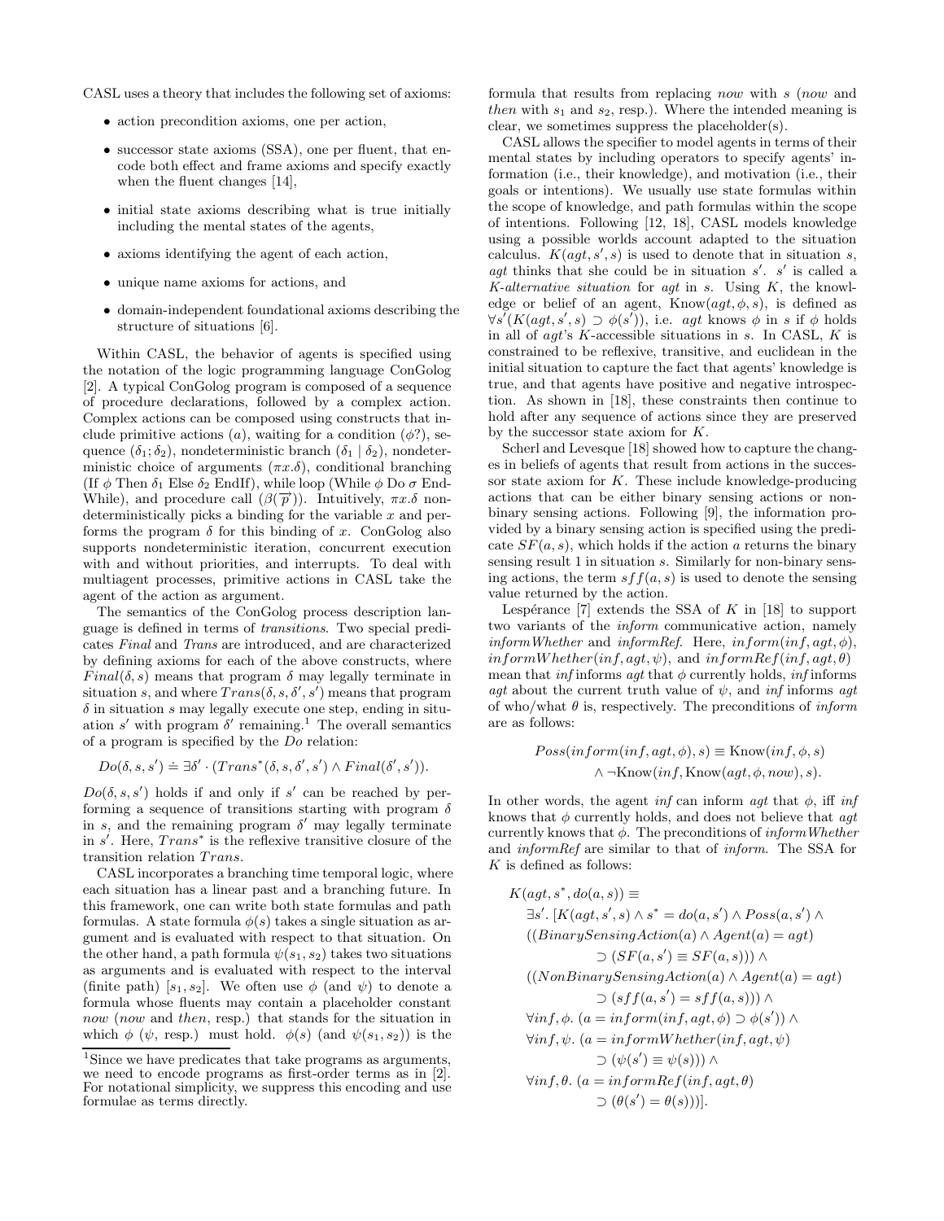CASL uses a theory that includes the following set of axioms:

- action precondition axioms, one per action,
- successor state axioms (SSA), one per fluent, that encode both effect and frame axioms and specify exactly when the fluent changes [14],
- initial state axioms describing what is true initially including the mental states of the agents,
- axioms identifying the agent of each action,
- unique name axioms for actions, and
- domain-independent foundational axioms describing the structure of situations [6].

Within CASL, the behavior of agents is specified using the notation of the logic programming language ConGolog [2]. A typical ConGolog program is composed of a sequence of procedure declarations, followed by a complex action. Complex actions can be composed using constructs that include primitive actions ($a$), waiting for a condition ($\phi$?), sequence ($\delta_1; \delta_2$), nondeterministic branch ($\delta_1 \mid \delta_2$), nondeterministic choice of arguments ($\pi x.\delta$), conditional branching (If $\phi$ Then $\delta_1$ Else $\delta_2$ EndIf), while loop (While $\phi$ Do $\sigma$ EndWhile), and procedure call ($\beta(\overrightarrow{p})$). Intuitively, $\pi x.\delta$ nondeterministically picks a binding for the variable $x$ and performs the program $\delta$ for this binding of $x$. ConGolog also supports nondeterministic iteration, concurrent execution with and without priorities, and interrupts. To deal with multiagent processes, primitive actions in CASL take the agent of the action as argument.

The semantics of the ConGolog process description language is defined in terms of *transitions*. Two special predicates *Final* and *Trans* are introduced, and are characterized by defining axioms for each of the above constructs, where $Final(\delta, s)$ means that program $\delta$ may legally terminate in situation $s$, and where $Trans(\delta, s, \delta', s')$ means that program $\delta$ in situation $s$ may legally execute one step, ending in situation $s'$ with program $\delta'$ remaining.[1] The overall semantics of a program is specified by the *Do* relation:

$$Do(\delta, s, s') \doteq \exists \delta' \cdot (Trans^*(\delta, s, \delta', s') \wedge Final(\delta', s')).$$

$Do(\delta, s, s')$ holds if and only if $s'$ can be reached by performing a sequence of transitions starting with program $\delta$ in $s$, and the remaining program $\delta'$ may legally terminate in $s'$. Here, $Trans^*$ is the reflexive transitive closure of the transition relation $Trans$.

CASL incorporates a branching time temporal logic, where each situation has a linear past and a branching future. In this framework, one can write both state formulas and path formulas. A state formula $\phi(s)$ takes a single situation as argument and is evaluated with respect to that situation. On the other hand, a path formula $\psi(s_1, s_2)$ takes two situations as arguments and is evaluated with respect to the interval (finite path) $[s_1, s_2]$. We often use $\phi$ (and $\psi$) to denote a formula whose fluents may contain a placeholder constant *now* (*now* and *then*, resp.) that stands for the situation in which $\phi$ ($\psi$, resp.) must hold. $\phi(s)$ (and $\psi(s_1, s_2)$) is the formula that results from replacing *now* with $s$ (*now* and *then* with $s_1$ and $s_2$, resp.). Where the intended meaning is clear, we sometimes suppress the placeholder(s).

CASL allows the specifier to model agents in terms of their mental states by including operators to specify agents' information (i.e., their knowledge), and motivation (i.e., their goals or intentions). We usually use state formulas within the scope of knowledge, and path formulas within the scope of intentions. Following [12, 18], CASL models knowledge using a possible worlds account adapted to the situation calculus. $K(agt, s', s)$ is used to denote that in situation $s$, $agt$ thinks that she could be in situation $s'$. $s'$ is called a *K-alternative situation* for $agt$ in $s$. Using $K$, the knowledge or belief of an agent, $\text{Know}(agt, \phi, s)$, is defined as $\forall s'(K(agt, s', s) \supset \phi(s'))$, i.e. $agt$ knows $\phi$ in $s$ if $\phi$ holds in all of $agt$'s $K$-accessible situations in $s$. In CASL, $K$ is constrained to be reflexive, transitive, and euclidean in the initial situation to capture the fact that agents' knowledge is true, and that agents have positive and negative introspection. As shown in [18], these constraints then continue to hold after any sequence of actions since they are preserved by the successor state axiom for $K$.

Scherl and Levesque [18] showed how to capture the changes in beliefs of agents that result from actions in the successor state axiom for $K$. These include knowledge-producing actions that can be either binary sensing actions or non-binary sensing actions. Following [9], the information provided by a binary sensing action is specified using the predicate $SF(a, s)$, which holds if the action $a$ returns the binary sensing result 1 in situation $s$. Similarly for non-binary sensing actions, the term $sff(a, s)$ is used to denote the sensing value returned by the action.

Lespérance [7] extends the SSA of $K$ in [18] to support two variants of the *inform* communicative action, namely *informWhether* and *informRef*. Here, $inform(inf, agt, \phi)$, $informWhether(inf, agt, \psi)$, and $informRef(inf, agt, \theta)$ mean that *inf* informs *agt* that $\phi$ currently holds, *inf* informs *agt* about the current truth value of $\psi$, and *inf* informs *agt* of who/what $\theta$ is, respectively. The preconditions of *inform* are as follows:

$$Poss(inform(inf, agt, \phi), s) \equiv \text{Know}(inf, \phi, s) \wedge \neg\text{Know}(inf, \text{Know}(agt, \phi, now), s).$$

In other words, the agent *inf* can inform *agt* that $\phi$, iff *inf* knows that $\phi$ currently holds, and does not believe that *agt* currently knows that $\phi$. The preconditions of *informWhether* and *informRef* are similar to that of *inform*. The SSA for $K$ is defined as follows:

$$
\begin{aligned}
&K(agt, s^*, do(a, s)) \equiv \\
&\quad \exists s'. \, [K(agt, s', s) \wedge s^* = do(a, s') \wedge Poss(a, s') \wedge \\
&\quad ((BinarySensingAction(a) \wedge Agent(a) = agt) \\
&\qquad \supset (SF(a, s') \equiv SF(a, s))) \wedge \\
&\quad ((NonBinarySensingAction(a) \wedge Agent(a) = agt) \\
&\qquad \supset (sff(a, s') = sff(a, s))) \wedge \\
&\quad \forall inf, \phi. \, (a = inform(inf, agt, \phi) \supset \phi(s')) \wedge \\
&\quad \forall inf, \psi. \, (a = informWhether(inf, agt, \psi) \\
&\qquad \supset (\psi(s') \equiv \psi(s))) \wedge \\
&\quad \forall inf, \theta. \, (a = informRef(inf, agt, \theta) \\
&\qquad \supset (\theta(s') = \theta(s)))].
\end{aligned}
$$

[1] Since we have predicates that take programs as arguments, we need to encode programs as first-order terms as in [2]. For notational simplicity, we suppress this encoding and use formulae as terms directly.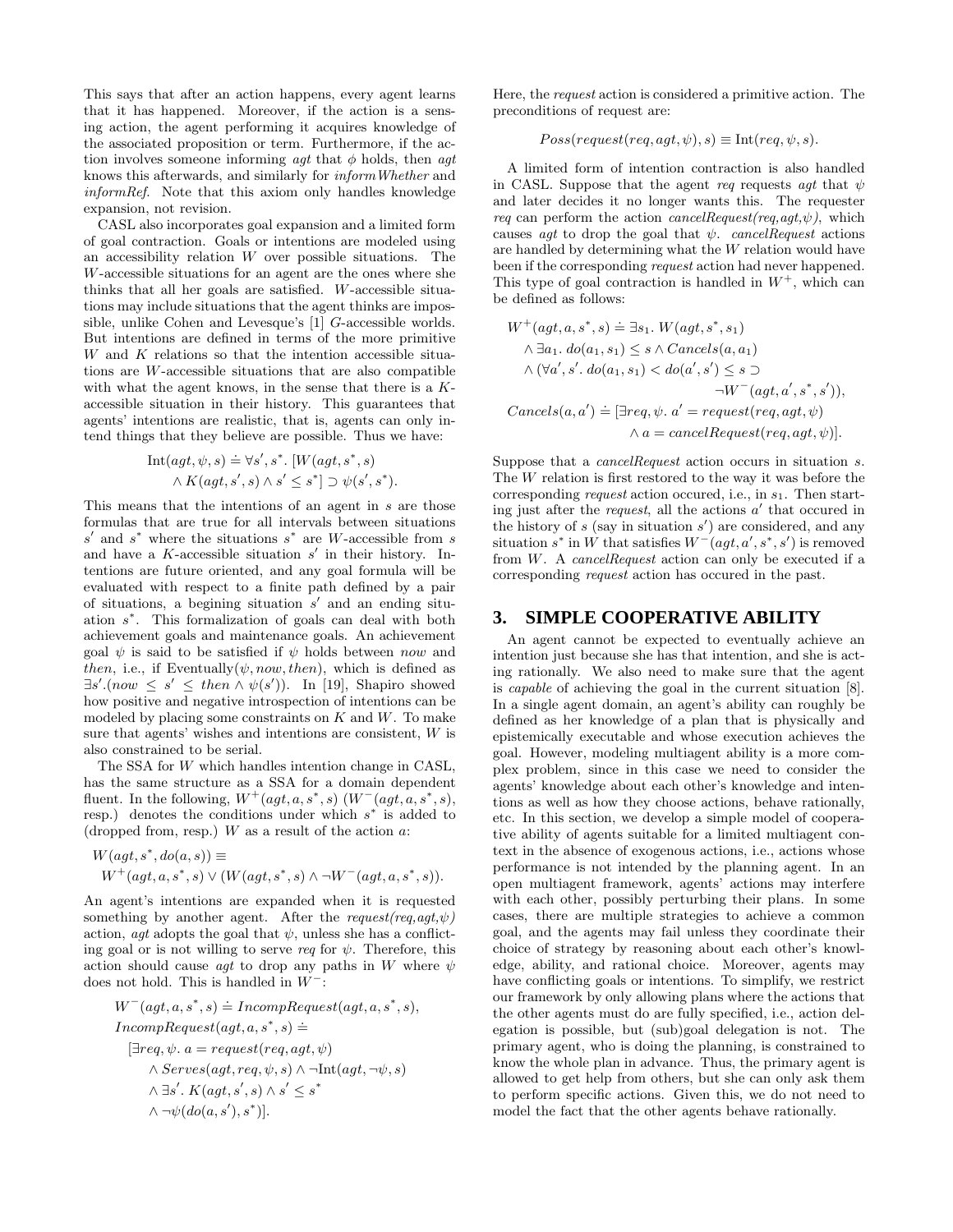This says that after an action happens, every agent learns that it has happened. Moreover, if the action is a sensing action, the agent performing it acquires knowledge of the associated proposition or term. Furthermore, if the action involves someone informing *agt* that $\phi$ holds, then *agt* knows this afterwards, and similarly for *informWhether* and *informRef*. Note that this axiom only handles knowledge expansion, not revision.

CASL also incorporates goal expansion and a limited form of goal contraction. Goals or intentions are modeled using an accessibility relation $W$ over possible situations. The $W$-accessible situations for an agent are the ones where she thinks that all her goals are satisfied. $W$-accessible situations may include situations that the agent thinks are impossible, unlike Cohen and Levesque's [1] $G$-accessible worlds. But intentions are defined in terms of the more primitive $W$ and $K$ relations so that the intention accessible situations are $W$-accessible situations that are also compatible with what the agent knows, in the sense that there is a $K$-accessible situation in their history. This guarantees that agents' intentions are realistic, that is, agents can only intend things that they believe are possible. Thus we have:

$$\text{Int}(agt, \psi, s) \doteq \forall s', s^*. \; [W(agt, s^*, s) \\ \wedge K(agt, s', s) \wedge s' \leq s^*] \supset \psi(s', s^*).$$

This means that the intentions of an agent in $s$ are those formulas that are true for all intervals between situations $s'$ and $s^*$ where the situations $s^*$ are $W$-accessible from $s$ and have a $K$-accessible situation $s'$ in their history. Intentions are future oriented, and any goal formula will be evaluated with respect to a finite path defined by a pair of situations, a begining situation $s'$ and an ending situation $s^*$. This formalization of goals can deal with both achievement goals and maintenance goals. An achievement goal $\psi$ is said to be satisfied if $\psi$ holds between *now* and *then*, i.e., if Eventually($\psi$, *now*, *then*), which is defined as $\exists s'.(now \leq s' \leq then \wedge \psi(s'))$. In [19], Shapiro showed how positive and negative introspection of intentions can be modeled by placing some constraints on $K$ and $W$. To make sure that agents' wishes and intentions are consistent, $W$ is also constrained to be serial.

The SSA for $W$ which handles intention change in CASL, has the same structure as a SSA for a domain dependent fluent. In the following, $W^+(agt, a, s^*, s)$ ($W^-(agt, a, s^*, s)$, resp.) denotes the conditions under which $s^*$ is added to (dropped from, resp.) $W$ as a result of the action $a$:

$$W(agt, s^*, do(a, s)) \equiv \\ W^+(agt, a, s^*, s) \vee (W(agt, s^*, s) \wedge \neg W^-(agt, a, s^*, s)).$$

An agent's intentions are expanded when it is requested something by another agent. After the *request(req,agt,ψ)* action, *agt* adopts the goal that $\psi$, unless she has a conflicting goal or is not willing to serve *req* for $\psi$. Therefore, this action should cause *agt* to drop any paths in $W$ where $\psi$ does not hold. This is handled in $W^-$:

$$W^-(agt, a, s^*, s) \doteq IncompRequest(agt, a, s^*, s),$$
$$IncompRequest(agt, a, s^*, s) \doteq \\ [\exists req, \psi. \; a = request(req, agt, \psi) \\ \wedge Serves(agt, req, \psi, s) \wedge \neg\text{Int}(agt, \neg\psi, s) \\ \wedge \exists s'. \; K(agt, s', s) \wedge s' \leq s^* \\ \wedge \neg\psi(do(a, s'), s^*)].$$

Here, the *request* action is considered a primitive action. The preconditions of request are:

$$Poss(request(req, agt, \psi), s) \equiv \text{Int}(req, \psi, s).$$

A limited form of intention contraction is also handled in CASL. Suppose that the agent *req* requests *agt* that $\psi$ and later decides it no longer wants this. The requester *req* can perform the action *cancelRequest(req,agt,ψ)*, which causes *agt* to drop the goal that $\psi$. *cancelRequest* actions are handled by determining what the $W$ relation would have been if the corresponding *request* action had never happened. This type of goal contraction is handled in $W^+$, which can be defined as follows:

$$W^+(agt, a, s^*, s) \doteq \exists s_1. \; W(agt, s^*, s_1) \\ \wedge \exists a_1. \; do(a_1, s_1) \leq s \wedge Cancels(a, a_1) \\ \wedge (\forall a', s'. \; do(a_1, s_1) < do(a', s') \leq s \supset \\ \neg W^-(agt, a', s^*, s')),$$
$$Cancels(a, a') \doteq [\exists req, \psi. \; a' = request(req, agt, \psi) \\ \wedge a = cancelRequest(req, agt, \psi)].$$

Suppose that a *cancelRequest* action occurs in situation $s$. The $W$ relation is first restored to the way it was before the corresponding *request* action occured, i.e., in $s_1$. Then starting just after the *request*, all the actions $a'$ that occured in the history of $s$ (say in situation $s'$) are considered, and any situation $s^*$ in $W$ that satisfies $W^-(agt, a', s^*, s')$ is removed from $W$. A *cancelRequest* action can only be executed if a corresponding *request* action has occured in the past.

## 3. SIMPLE COOPERATIVE ABILITY

An agent cannot be expected to eventually achieve an intention just because she has that intention, and she is acting rationally. We also need to make sure that the agent is *capable* of achieving the goal in the current situation [8]. In a single agent domain, an agent's ability can roughly be defined as her knowledge of a plan that is physically and epistemically executable and whose execution achieves the goal. However, modeling multiagent ability is a more complex problem, since in this case we need to consider the agents' knowledge about each other's knowledge and intentions as well as how they choose actions, behave rationally, etc. In this section, we develop a simple model of cooperative ability of agents suitable for a limited multiagent context in the absence of exogenous actions, i.e., actions whose performance is not intended by the planning agent. In an open multiagent framework, agents' actions may interfere with each other, possibly perturbing their plans. In some cases, there are multiple strategies to achieve a common goal, and the agents may fail unless they coordinate their choice of strategy by reasoning about each other's knowledge, ability, and rational choice. Moreover, agents may have conflicting goals or intentions. To simplify, we restrict our framework by only allowing plans where the actions that the other agents must do are fully specified, i.e., action delegation is possible, but (sub)goal delegation is not. The primary agent, who is doing the planning, is constrained to know the whole plan in advance. Thus, the primary agent is allowed to get help from others, but she can only ask them to perform specific actions. Given this, we do not need to model the fact that the other agents behave rationally.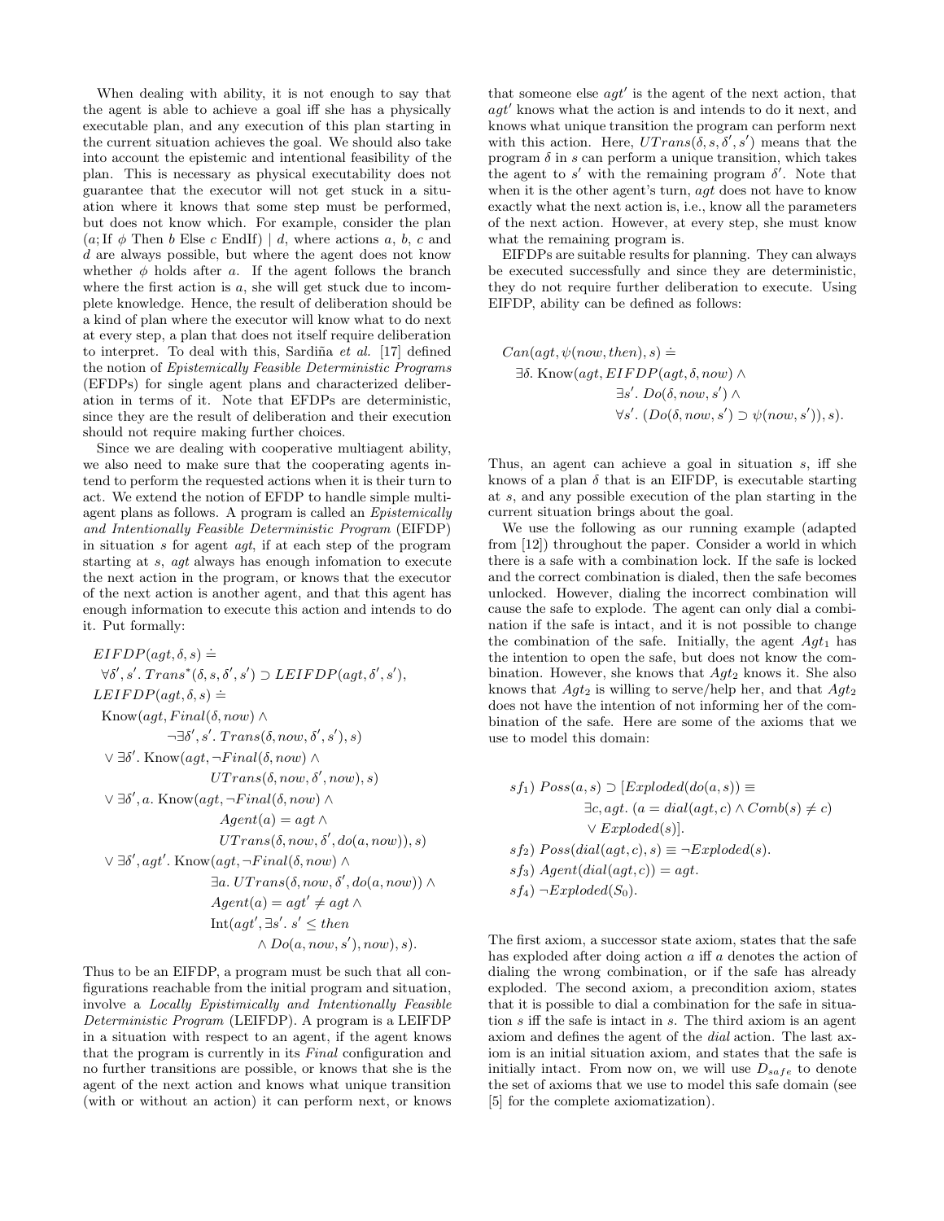When dealing with ability, it is not enough to say that the agent is able to achieve a goal iff she has a physically executable plan, and any execution of this plan starting in the current situation achieves the goal. We should also take into account the epistemic and intentional feasibility of the plan. This is necessary as physical executability does not guarantee that the executor will not get stuck in a situation where it knows that some step must be performed, but does not know which. For example, consider the plan $(a; \text{If } \phi \text{ Then } b \text{ Else } c \text{ EndIf}) \mid d$, where actions $a$, $b$, $c$ and $d$ are always possible, but where the agent does not know whether $\phi$ holds after $a$. If the agent follows the branch where the first action is $a$, she will get stuck due to incomplete knowledge. Hence, the result of deliberation should be a kind of plan where the executor will know what to do next at every step, a plan that does not itself require deliberation to interpret. To deal with this, Sardiña *et al.* [17] defined the notion of *Epistemically Feasible Deterministic Programs* (EFDPs) for single agent plans and characterized deliberation in terms of it. Note that EFDPs are deterministic, since they are the result of deliberation and their execution should not require making further choices.

Since we are dealing with cooperative multiagent ability, we also need to make sure that the cooperating agents intend to perform the requested actions when it is their turn to act. We extend the notion of EFDP to handle simple multiagent plans as follows. A program is called an *Epistemically and Intentionally Feasible Deterministic Program* (EIFDP) in situation $s$ for agent *agt*, if at each step of the program starting at $s$, *agt* always has enough infomation to execute the next action in the program, or knows that the executor of the next action is another agent, and that this agent has enough information to execute this action and intends to do it. Put formally:

$$
\begin{aligned}
&EIFDP(agt, \delta, s) \doteq \\
&\quad \forall \delta', s'.\, Trans^*(\delta, s, \delta', s') \supset LEIFDP(agt, \delta', s'),\\
&LEIFDP(agt, \delta, s) \doteq \\
&\quad \text{Know}(agt, Final(\delta, now) \wedge \\
&\qquad\qquad \neg\exists \delta', s'.\, Trans(\delta, now, \delta', s'), s)\\
&\quad \vee \exists \delta'.\, \text{Know}(agt, \neg Final(\delta, now) \wedge \\
&\qquad\qquad UTrans(\delta, now, \delta', now), s)\\
&\quad \vee \exists \delta', a.\, \text{Know}(agt, \neg Final(\delta, now) \wedge \\
&\qquad\qquad Agent(a) = agt \wedge \\
&\qquad\qquad UTrans(\delta, now, \delta', do(a, now)), s)\\
&\quad \vee \exists \delta', agt'.\, \text{Know}(agt, \neg Final(\delta, now) \wedge \\
&\qquad\qquad \exists a.\, UTrans(\delta, now, \delta', do(a, now)) \wedge \\
&\qquad\qquad Agent(a) = agt' \neq agt \wedge \\
&\qquad\qquad \text{Int}(agt', \exists s'.\, s' \leq then \\
&\qquad\qquad\qquad \wedge Do(a, now, s'), now), s).
\end{aligned}
$$

Thus to be an EIFDP, a program must be such that all configurations reachable from the initial program and situation, involve a *Locally Epistimically and Intentionally Feasible Deterministic Program* (LEIFDP). A program is a LEIFDP in a situation with respect to an agent, if the agent knows that the program is currently in its *Final* configuration and no further transitions are possible, or knows that she is the agent of the next action and knows what unique transition (with or without an action) it can perform next, or knows that someone else $agt'$ is the agent of the next action, that $agt'$ knows what the action is and intends to do it next, and knows what unique transition the program can perform next with this action. Here, $UTrans(\delta, s, \delta', s')$ means that the program $\delta$ in $s$ can perform a unique transition, which takes the agent to $s'$ with the remaining program $\delta'$. Note that when it is the other agent's turn, *agt* does not have to know exactly what the next action is, i.e., know all the parameters of the next action. However, at every step, she must know what the remaining program is.

EIFDPs are suitable results for planning. They can always be executed successfully and since they are deterministic, they do not require further deliberation to execute. Using EIFDP, ability can be defined as follows:

$$
\begin{aligned}
&Can(agt, \psi(now, then), s) \doteq \\
&\quad \exists \delta.\, \text{Know}(agt, EIFDP(agt, \delta, now) \wedge \\
&\qquad\qquad \exists s'.\, Do(\delta, now, s') \wedge \\
&\qquad\qquad \forall s'.\, (Do(\delta, now, s') \supset \psi(now, s')), s).
\end{aligned}
$$

Thus, an agent can achieve a goal in situation $s$, iff she knows of a plan $\delta$ that is an EIFDP, is executable starting at $s$, and any possible execution of the plan starting in the current situation brings about the goal.

We use the following as our running example (adapted from [12]) throughout the paper. Consider a world in which there is a safe with a combination lock. If the safe is locked and the correct combination is dialed, then the safe becomes unlocked. However, dialing the incorrect combination will cause the safe to explode. The agent can only dial a combination if the safe is intact, and it is not possible to change the combination of the safe. Initially, the agent $Agt_1$ has the intention to open the safe, but does not know the combination. However, she knows that $Agt_2$ knows it. She also knows that $Agt_2$ is willing to serve/help her, and that $Agt_2$ does not have the intention of not informing her of the combination of the safe. Here are some of the axioms that we use to model this domain:

$$
\begin{aligned}
&sf_1)\ Poss(a, s) \supset [Exploded(do(a, s)) \equiv \\
&\qquad\qquad \exists c, agt.\, (a = dial(agt, c) \wedge Comb(s) \neq c) \\
&\qquad\qquad \vee Exploded(s)].\\
&sf_2)\ Poss(dial(agt, c), s) \equiv \neg Exploded(s).\\
&sf_3)\ Agent(dial(agt, c)) = agt.\\
&sf_4)\ \neg Exploded(S_0).
\end{aligned}
$$

The first axiom, a successor state axiom, states that the safe has exploded after doing action $a$ iff $a$ denotes the action of dialing the wrong combination, or if the safe has already exploded. The second axiom, a precondition axiom, states that it is possible to dial a combination for the safe in situation $s$ iff the safe is intact in $s$. The third axiom is an agent axiom and defines the agent of the *dial* action. The last axiom is an initial situation axiom, and states that the safe is initially intact. From now on, we will use $D_{safe}$ to denote the set of axioms that we use to model this safe domain (see [5] for the complete axiomatization).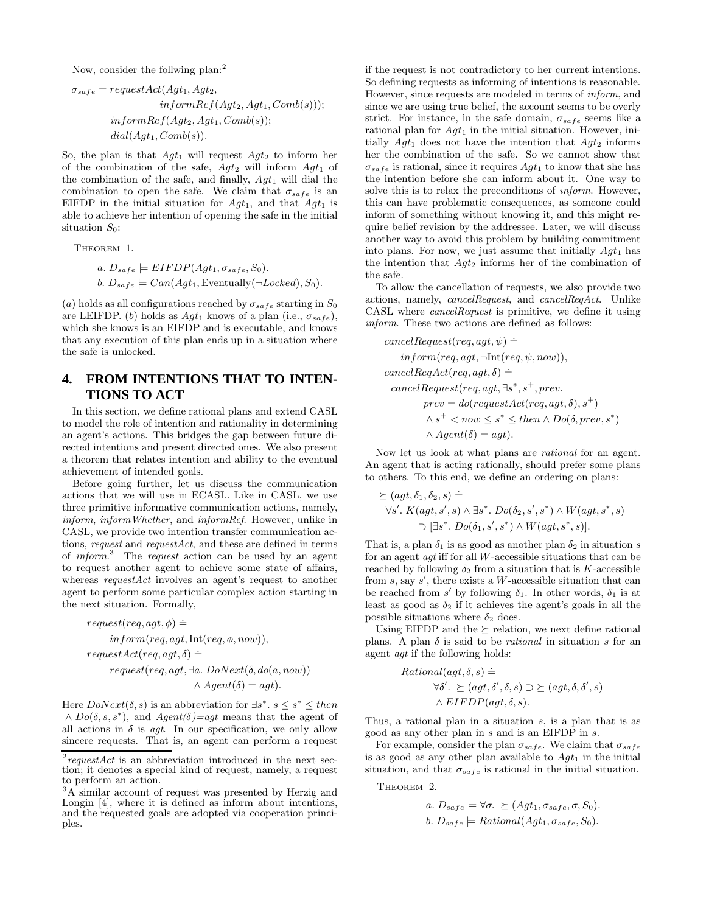Now, consider the follwing plan:[2]

$$\sigma_{safe} = requestAct(Agt_1, Agt_2, \\ informRef(Agt_2, Agt_1, Comb(s))); \\ informRef(Agt_2, Agt_1, Comb(s)); \\ dial(Agt_1, Comb(s)).$$

So, the plan is that $Agt_1$ will request $Agt_2$ to inform her of the combination of the safe, $Agt_2$ will inform $Agt_1$ of the combination of the safe, and finally, $Agt_1$ will dial the combination to open the safe. We claim that $\sigma_{safe}$ is an EIFDP in the initial situation for $Agt_1$, and that $Agt_1$ is able to achieve her intention of opening the safe in the initial situation $S_0$:

THEOREM 1.

$$a.\ D_{safe} \models EIFDP(Agt_1, \sigma_{safe}, S_0).$$
$$b.\ D_{safe} \models Can(Agt_1, \text{Eventually}(\neg Locked), S_0).$$

($a$) holds as all configurations reached by $\sigma_{safe}$ starting in $S_0$ are LEIFDP. ($b$) holds as $Agt_1$ knows of a plan (i.e., $\sigma_{safe}$), which she knows is an EIFDP and is executable, and knows that any execution of this plan ends up in a situation where the safe is unlocked.

## 4. FROM INTENTIONS THAT TO INTENTIONS TO ACT

In this section, we define rational plans and extend CASL to model the role of intention and rationality in determining an agent's actions. This bridges the gap between future directed intentions and present directed ones. We also present a theorem that relates intention and ability to the eventual achievement of intended goals.

Before going further, let us discuss the communication actions that we will use in ECASL. Like in CASL, we use three primitive informative communication actions, namely, *inform*, *informWhether*, and *informRef*. However, unlike in CASL, we provide two intention transfer communication actions, *request* and *requestAct*, and these are defined in terms of *inform*.[3] The *request* action can be used by an agent to request another agent to achieve some state of affairs, whereas *requestAct* involves an agent's request to another agent to perform some particular complex action starting in the next situation. Formally,

$$request(req, agt, \phi) \doteq \\ inform(req, agt, \text{Int}(req, \phi, now)),$$
$$requestAct(req, agt, \delta) \doteq \\ request(req, agt, \exists a.\ DoNext(\delta, do(a, now)) \\ \wedge Agent(\delta) = agt).$$

Here $DoNext(\delta, s)$ is an abbreviation for $\exists s^*.\ s \leq s^* \leq then \wedge Do(\delta, s, s^*)$, and $Agent(\delta){=}agt$ means that the agent of all actions in $\delta$ is $agt$. In our specification, we only allow sincere requests. That is, an agent can perform a request if the request is not contradictory to her current intentions. So defining requests as informing of intentions is reasonable. However, since requests are modeled in terms of *inform*, and since we are using true belief, the account seems to be overly strict. For instance, in the safe domain, $\sigma_{safe}$ seems like a rational plan for $Agt_1$ in the initial situation. However, initially $Agt_1$ does not have the intention that $Agt_2$ informs her the combination of the safe. So we cannot show that $\sigma_{safe}$ is rational, since it requires $Agt_1$ to know that she has the intention before she can inform about it. One way to solve this is to relax the preconditions of *inform*. However, this can have problematic consequences, as someone could inform of something without knowing it, and this might require belief revision by the addressee. Later, we will discuss another way to avoid this problem by building commitment into plans. For now, we just assume that initially $Agt_1$ has the intention that $Agt_2$ informs her of the combination of the safe.

To allow the cancellation of requests, we also provide two actions, namely, *cancelRequest*, and *cancelReqAct*. Unlike CASL where *cancelRequest* is primitive, we define it using *inform*. These two actions are defined as follows:

$$cancelRequest(req, agt, \psi) \doteq \\ inform(req, agt, \neg\text{Int}(req, \psi, now)),$$
$$cancelReqAct(req, agt, \delta) \doteq \\ cancelRequest(req, agt, \exists s^*, s^+, prev. \\ prev = do(requestAct(req, agt, \delta), s^+) \\ \wedge s^+ < now \leq s^* \leq then \wedge Do(\delta, prev, s^*) \\ \wedge Agent(\delta) = agt).$$

Now let us look at what plans are *rational* for an agent. An agent that is acting rationally, should prefer some plans to others. To this end, we define an ordering on plans:

$$\succeq (agt, \delta_1, \delta_2, s) \doteq \\ \forall s'.\ K(agt, s', s) \wedge \exists s^*.\ Do(\delta_2, s', s^*) \wedge W(agt, s^*, s) \\ \supset [\exists s^*.\ Do(\delta_1, s', s^*) \wedge W(agt, s^*, s)].$$

That is, a plan $\delta_1$ is as good as another plan $\delta_2$ in situation $s$ for an agent $agt$ iff for all $W$-accessible situations that can be reached by following $\delta_2$ from a situation that is $K$-accessible from $s$, say $s'$, there exists a $W$-accessible situation that can be reached from $s'$ by following $\delta_1$. In other words, $\delta_1$ is at least as good as $\delta_2$ if it achieves the agent's goals in all the possible situations where $\delta_2$ does.

Using EIFDP and the $\succeq$ relation, we next define rational plans. A plan $\delta$ is said to be *rational* in situation $s$ for an agent $agt$ if the following holds:

$$Rational(agt, \delta, s) \doteq \\ \forall \delta'.\ \succeq (agt, \delta', \delta, s) \supset \succeq (agt, \delta, \delta', s) \\ \wedge EIFDP(agt, \delta, s).$$

Thus, a rational plan in a situation $s$, is a plan that is as good as any other plan in $s$ and is an EIFDP in $s$.

For example, consider the plan $\sigma_{safe}$. We claim that $\sigma_{safe}$ is as good as any other plan available to $Agt_1$ in the initial situation, and that $\sigma_{safe}$ is rational in the initial situation.

THEOREM 2.

$$a.\ D_{safe} \models \forall \sigma.\ \succeq (Agt_1, \sigma_{safe}, \sigma, S_0).$$
$$b.\ D_{safe} \models Rational(Agt_1, \sigma_{safe}, S_0).$$

---

[2] *requestAct* is an abbreviation introduced in the next section; it denotes a special kind of request, namely, a request to perform an action.

[3] A similar account of request was presented by Herzig and Longin [4], where it is defined as inform about intentions, and the requested goals are adopted via cooperation principles.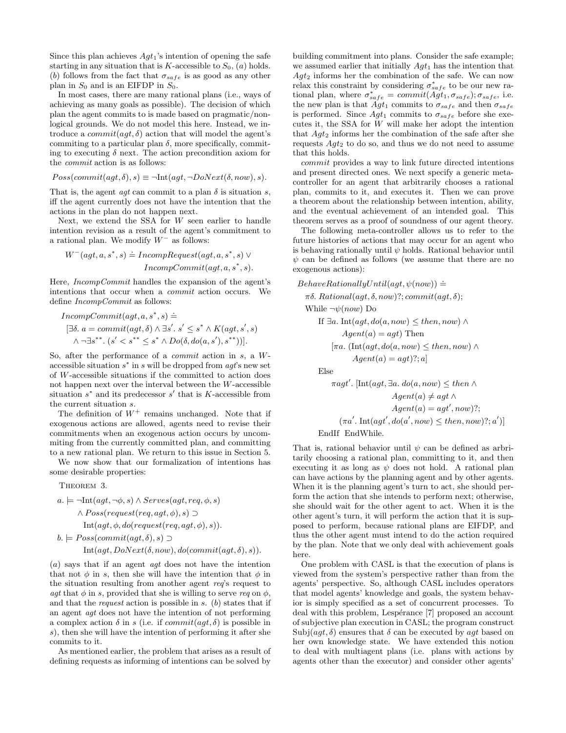Since this plan achieves $Agt_1$'s intention of opening the safe starting in any situation that is $K$-accessible to $S_0$, (*a*) holds. (*b*) follows from the fact that $\sigma_{safe}$ is as good as any other plan in $S_0$ and is an EIFDP in $S_0$.

In most cases, there are many rational plans (i.e., ways of achieving as many goals as possible). The decision of which plan the agent commits to is made based on pragmatic/non-logical grounds. We do not model this here. Instead, we introduce a $commit(agt, \delta)$ action that will model the agent's commiting to a particular plan $\delta$, more specifically, commiting to executing $\delta$ next. The action precondition axiom for the *commit* action is as follows:

$$Poss(commit(agt, \delta), s) \equiv \neg \text{Int}(agt, \neg DoNext(\delta, now), s).$$

That is, the agent *agt* can commit to a plan $\delta$ is situation $s$, iff the agent currently does not have the intention that the actions in the plan do not happen next.

Next, we extend the SSA for $W$ seen earlier to handle intention revision as a result of the agent's commitment to a rational plan. We modify $W^-$ as follows:

$$W^-(agt, a, s^*, s) \doteq IncompRequest(agt, a, s^*, s) \vee IncompCommit(agt, a, s^*, s).$$

Here, *IncompCommit* handles the expansion of the agent's intentions that occur when a *commit* action occurs. We define *IncompCommit* as follows:

$$\begin{aligned}&IncompCommit(agt, a, s^*, s) \doteq \\ &[\exists \delta.\ a = commit(agt, \delta) \wedge \exists s'.\ s' \leq s^* \wedge K(agt, s', s) \\ &\quad \wedge \neg \exists s^{**}.\ (s' < s^{**} \leq s^* \wedge Do(\delta, do(a, s'), s^{**}))].\end{aligned}$$

So, after the performance of a *commit* action in $s$, a $W$-accessible situation $s^*$ in $s$ will be dropped from *agt*'s new set of $W$-accessible situations if the committed to action does not happen next over the interval between the $W$-accessible situation $s^*$ and its predecessor $s'$ that is $K$-accessible from the current situation $s$.

The definition of $W^+$ remains unchanged. Note that if exogenous actions are allowed, agents need to revise their commitments when an exogenous action occurs by uncommiting from the currently committed plan, and committing to a new rational plan. We return to this issue in Section 5.

We now show that our formalization of intentions has some desirable properties:

Theorem 3.

$$\begin{aligned}a.\ &\models \neg \text{Int}(agt, \neg\phi, s) \wedge Serves(agt, req, \phi, s) \\ &\quad \wedge Poss(request(req, agt, \phi), s) \supset \\ &\qquad \text{Int}(agt, \phi, do(request(req, agt, \phi), s)).\end{aligned}$$

$$\begin{aligned}b.\ &\models Poss(commit(agt, \delta), s) \supset \\ &\qquad \text{Int}(agt, DoNext(\delta, now), do(commit(agt, \delta), s)).\end{aligned}$$

(*a*) says that if an agent *agt* does not have the intention that not $\phi$ in $s$, then she will have the intention that $\phi$ in the situation resulting from another agent *req*'s request to *agt* that $\phi$ in $s$, provided that she is willing to serve *req* on $\phi$, and that the *request* action is possible in $s$. (*b*) states that if an agent *agt* does not have the intention of not performing a complex action $\delta$ in $s$ (i.e. if $commit(agt, \delta)$ is possible in $s$), then she will have the intention of performing it after she commits to it.

As mentioned earlier, the problem that arises as a result of defining requests as informing of intentions can be solved by building commitment into plans. Consider the safe example; we assumed earlier that initially $Agt_1$ has the intention that $Agt_2$ informs her the combination of the safe. We can now relax this constraint by considering $\sigma^*_{safe}$ to be our new rational plan, where $\sigma^*_{safe} = commit(Agt_1, \sigma_{safe}); \sigma_{safe}$, i.e. the new plan is that $Agt_1$ commits to $\sigma_{safe}$ and then $\sigma_{safe}$ is performed. Since $Agt_1$ commits to $\sigma_{safe}$ before she executes it, the SSA for $W$ will make her adopt the intention that $Agt_2$ informs her the combination of the safe after she requests $Agt_2$ to do so, and thus we do not need to assume that this holds.

*commit* provides a way to link future directed intentions and present directed ones. We next specify a generic meta-controller for an agent that arbitrarily chooses a rational plan, commits to it, and executes it. Then we can prove a theorem about the relationship between intention, ability, and the eventual achievement of an intended goal. This theorem serves as a proof of soundness of our agent theory.

The following meta-controller allows us to refer to the future histories of actions that may occur for an agent who is behaving rationally until $\psi$ holds. Rational behavior until $\psi$ can be defined as follows (we assume that there are no exogenous actions):

$$\begin{aligned}&BehaveRationallyUntil(agt, \psi(now)) \doteq \\ &\quad \pi\delta.\ Rational(agt, \delta, now)?; commit(agt, \delta); \\ &\quad \text{While } \neg\psi(now) \text{ Do} \\ &\qquad \text{If } \exists a.\ \text{Int}(agt, do(a, now) \leq then, now) \wedge \\ &\qquad\qquad Agent(a) = agt) \text{ Then} \\ &\qquad\quad [\pi a.\ (\text{Int}(agt, do(a, now) \leq then, now) \wedge \\ &\qquad\qquad Agent(a) = agt)?; a] \\ &\qquad \text{Else} \\ &\qquad\quad \pi agt'.\ [\text{Int}(agt, \exists a.\ do(a, now) \leq then \wedge \\ &\qquad\qquad\qquad Agent(a) \neq agt \wedge \\ &\qquad\qquad\qquad Agent(a) = agt', now)?; \\ &\qquad\qquad (\pi a'.\ \text{Int}(agt', do(a', now) \leq then, now)?; a')] \\ &\qquad \text{EndIf EndWhile.}\end{aligned}$$

That is, rational behavior until $\psi$ can be defined as arbritarily choosing a rational plan, committing to it, and then executing it as long as $\psi$ does not hold. A rational plan can have actions by the planning agent and by other agents. When it is the planning agent's turn to act, she should perform the action that she intends to perform next; otherwise, she should wait for the other agent to act. When it is the other agent's turn, it will perform the action that it is supposed to perform, because rational plans are EIFDP, and thus the other agent must intend to do the action required by the plan. Note that we only deal with achievement goals here.

One problem with CASL is that the execution of plans is viewed from the system's perspective rather than from the agents' perspective. So, although CASL includes operators that model agents' knowledge and goals, the system behavior is simply specified as a set of concurrent processes. To deal with this problem, Lespérance [7] proposed an account of subjective plan execution in CASL; the program construct $\text{Subj}(agt, \delta)$ ensures that $\delta$ can be executed by *agt* based on her own knowledge state. We have extended this notion to deal with multiagent plans (i.e. plans with actions by agents other than the executor) and consider other agents'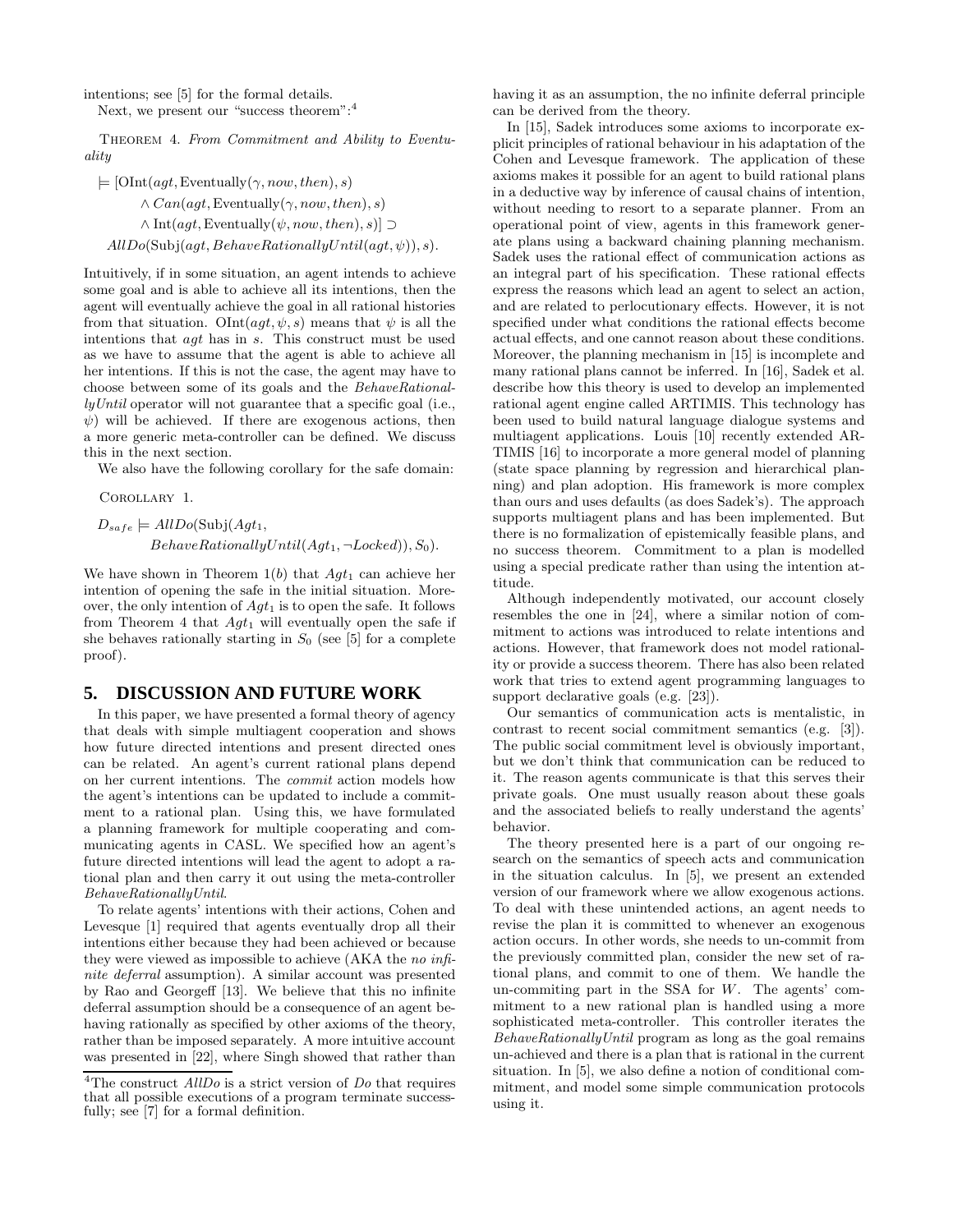intentions; see [5] for the formal details.

Next, we present our "success theorem":[4]

THEOREM 4. *From Commitment and Ability to Eventuality*

$$\models [\text{OInt}(agt, \text{Eventually}(\gamma, now, then), s) \\ \wedge Can(agt, \text{Eventually}(\gamma, now, then), s) \\ \wedge \text{Int}(agt, \text{Eventually}(\psi, now, then), s)] \supset \\ AllDo(\text{Subj}(agt, BehaveRationallyUntil(agt, \psi)), s).$$

Intuitively, if in some situation, an agent intends to achieve some goal and is able to achieve all its intentions, then the agent will eventually achieve the goal in all rational histories from that situation. $\text{OInt}(agt, \psi, s)$ means that $\psi$ is all the intentions that $agt$ has in $s$. This construct must be used as we have to assume that the agent is able to achieve all her intentions. If this is not the case, the agent may have to choose between some of its goals and the *BehaveRationallyUntil* operator will not guarantee that a specific goal (i.e., $\psi$) will be achieved. If there are exogenous actions, then a more generic meta-controller can be defined. We discuss this in the next section.

We also have the following corollary for the safe domain:

COROLLARY 1.

$$D_{safe} \models AllDo(\text{Subj}(Agt_1, \\ BehaveRationallyUntil(Agt_1, \neg Locked)), S_0).$$

We have shown in Theorem 1(*b*) that $Agt_1$ can achieve her intention of opening the safe in the initial situation. Moreover, the only intention of $Agt_1$ is to open the safe. It follows from Theorem 4 that $Agt_1$ will eventually open the safe if she behaves rationally starting in $S_0$ (see [5] for a complete proof).

## 5. DISCUSSION AND FUTURE WORK

In this paper, we have presented a formal theory of agency that deals with simple multiagent cooperation and shows how future directed intentions and present directed ones can be related. An agent's current rational plans depend on her current intentions. The *commit* action models how the agent's intentions can be updated to include a commitment to a rational plan. Using this, we have formulated a planning framework for multiple cooperating and communicating agents in CASL. We specified how an agent's future directed intentions will lead the agent to adopt a rational plan and then carry it out using the meta-controller *BehaveRationallyUntil*.

To relate agents' intentions with their actions, Cohen and Levesque [1] required that agents eventually drop all their intentions either because they had been achieved or because they were viewed as impossible to achieve (AKA the *no infinite deferral* assumption). A similar account was presented by Rao and Georgeff [13]. We believe that this no infinite deferral assumption should be a consequence of an agent behaving rationally as specified by other axioms of the theory, rather than be imposed separately. A more intuitive account was presented in [22], where Singh showed that rather than having it as an assumption, the no infinite deferral principle can be derived from the theory.

In [15], Sadek introduces some axioms to incorporate explicit principles of rational behaviour in his adaptation of the Cohen and Levesque framework. The application of these axioms makes it possible for an agent to build rational plans in a deductive way by inference of causal chains of intention, without needing to resort to a separate planner. From an operational point of view, agents in this framework generate plans using a backward chaining planning mechanism. Sadek uses the rational effect of communication actions as an integral part of his specification. These rational effects express the reasons which lead an agent to select an action, and are related to perlocutionary effects. However, it is not specified under what conditions the rational effects become actual effects, and one cannot reason about these conditions. Moreover, the planning mechanism in [15] is incomplete and many rational plans cannot be inferred. In [16], Sadek et al. describe how this theory is used to develop an implemented rational agent engine called ARTIMIS. This technology has been used to build natural language dialogue systems and multiagent applications. Louis [10] recently extended ARTIMIS [16] to incorporate a more general model of planning (state space planning by regression and hierarchical planning) and plan adoption. His framework is more complex than ours and uses defaults (as does Sadek's). The approach supports multiagent plans and has been implemented. But there is no formalization of epistemically feasible plans, and no success theorem. Commitment to a plan is modelled using a special predicate rather than using the intention attitude.

Although independently motivated, our account closely resembles the one in [24], where a similar notion of commitment to actions was introduced to relate intentions and actions. However, that framework does not model rationality or provide a success theorem. There has also been related work that tries to extend agent programming languages to support declarative goals (e.g. [23]).

Our semantics of communication acts is mentalistic, in contrast to recent social commitment semantics (e.g. [3]). The public social commitment level is obviously important, but we don't think that communication can be reduced to it. The reason agents communicate is that this serves their private goals. One must usually reason about these goals and the associated beliefs to really understand the agents' behavior.

The theory presented here is a part of our ongoing research on the semantics of speech acts and communication in the situation calculus. In [5], we present an extended version of our framework where we allow exogenous actions. To deal with these unintended actions, an agent needs to revise the plan it is committed to whenever an exogenous action occurs. In other words, she needs to un-commit from the previously committed plan, consider the new set of rational plans, and commit to one of them. We handle the un-commiting part in the SSA for $W$. The agents' commitment to a new rational plan is handled using a more sophisticated meta-controller. This controller iterates the *BehaveRationallyUntil* program as long as the goal remains un-achieved and there is a plan that is rational in the current situation. In [5], we also define a notion of conditional commitment, and model some simple communication protocols using it.

[4]The construct *AllDo* is a strict version of *Do* that requires that all possible executions of a program terminate successfully; see [7] for a formal definition.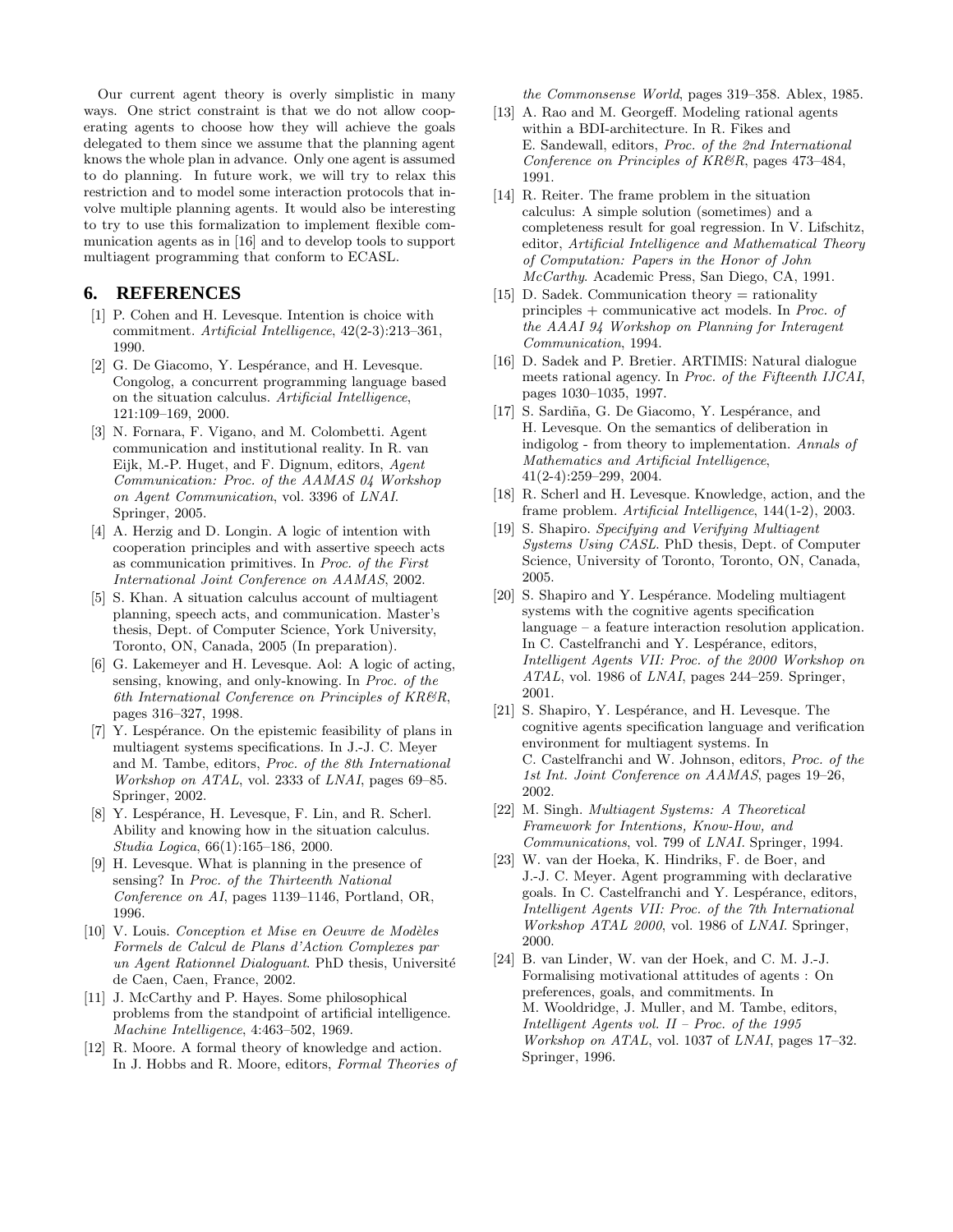Our current agent theory is overly simplistic in many ways. One strict constraint is that we do not allow cooperating agents to choose how they will achieve the goals delegated to them since we assume that the planning agent knows the whole plan in advance. Only one agent is assumed to do planning. In future work, we will try to relax this restriction and to model some interaction protocols that involve multiple planning agents. It would also be interesting to try to use this formalization to implement flexible communication agents as in [16] and to develop tools to support multiagent programming that conform to ECASL.

## 6. REFERENCES

[1] P. Cohen and H. Levesque. Intention is choice with commitment. *Artificial Intelligence*, 42(2-3):213–361, 1990.

[2] G. De Giacomo, Y. Lespérance, and H. Levesque. Congolog, a concurrent programming language based on the situation calculus. *Artificial Intelligence*, 121:109–169, 2000.

[3] N. Fornara, F. Vigano, and M. Colombetti. Agent communication and institutional reality. In R. van Eijk, M.-P. Huget, and F. Dignum, editors, *Agent Communication: Proc. of the AAMAS 04 Workshop on Agent Communication*, vol. 3396 of *LNAI*. Springer, 2005.

[4] A. Herzig and D. Longin. A logic of intention with cooperation principles and with assertive speech acts as communication primitives. In *Proc. of the First International Joint Conference on AAMAS*, 2002.

[5] S. Khan. A situation calculus account of multiagent planning, speech acts, and communication. Master's thesis, Dept. of Computer Science, York University, Toronto, ON, Canada, 2005 (In preparation).

[6] G. Lakemeyer and H. Levesque. Aol: A logic of acting, sensing, knowing, and only-knowing. In *Proc. of the 6th International Conference on Principles of KR&R*, pages 316–327, 1998.

[7] Y. Lespérance. On the epistemic feasibility of plans in multiagent systems specifications. In J.-J. C. Meyer and M. Tambe, editors, *Proc. of the 8th International Workshop on ATAL*, vol. 2333 of *LNAI*, pages 69–85. Springer, 2002.

[8] Y. Lespérance, H. Levesque, F. Lin, and R. Scherl. Ability and knowing how in the situation calculus. *Studia Logica*, 66(1):165–186, 2000.

[9] H. Levesque. What is planning in the presence of sensing? In *Proc. of the Thirteenth National Conference on AI*, pages 1139–1146, Portland, OR, 1996.

[10] V. Louis. *Conception et Mise en Oeuvre de Modèles Formels de Calcul de Plans d'Action Complexes par un Agent Rationnel Dialoguant*. PhD thesis, Université de Caen, Caen, France, 2002.

[11] J. McCarthy and P. Hayes. Some philosophical problems from the standpoint of artificial intelligence. *Machine Intelligence*, 4:463–502, 1969.

[12] R. Moore. A formal theory of knowledge and action. In J. Hobbs and R. Moore, editors, *Formal Theories of the Commonsense World*, pages 319–358. Ablex, 1985.

[13] A. Rao and M. Georgeff. Modeling rational agents within a BDI-architecture. In R. Fikes and E. Sandewall, editors, *Proc. of the 2nd International Conference on Principles of KR&R*, pages 473–484, 1991.

[14] R. Reiter. The frame problem in the situation calculus: A simple solution (sometimes) and a completeness result for goal regression. In V. Lifschitz, editor, *Artificial Intelligence and Mathematical Theory of Computation: Papers in the Honor of John McCarthy*. Academic Press, San Diego, CA, 1991.

[15] D. Sadek. Communication theory = rationality principles + communicative act models. In *Proc. of the AAAI 94 Workshop on Planning for Interagent Communication*, 1994.

[16] D. Sadek and P. Bretier. ARTIMIS: Natural dialogue meets rational agency. In *Proc. of the Fifteenth IJCAI*, pages 1030–1035, 1997.

[17] S. Sardiña, G. De Giacomo, Y. Lespérance, and H. Levesque. On the semantics of deliberation in indigolog - from theory to implementation. *Annals of Mathematics and Artificial Intelligence*, 41(2-4):259–299, 2004.

[18] R. Scherl and H. Levesque. Knowledge, action, and the frame problem. *Artificial Intelligence*, 144(1-2), 2003.

[19] S. Shapiro. *Specifying and Verifying Multiagent Systems Using CASL*. PhD thesis, Dept. of Computer Science, University of Toronto, Toronto, ON, Canada, 2005.

[20] S. Shapiro and Y. Lespérance. Modeling multiagent systems with the cognitive agents specification language – a feature interaction resolution application. In C. Castelfranchi and Y. Lespérance, editors, *Intelligent Agents VII: Proc. of the 2000 Workshop on ATAL*, vol. 1986 of *LNAI*, pages 244–259. Springer, 2001.

[21] S. Shapiro, Y. Lespérance, and H. Levesque. The cognitive agents specification language and verification environment for multiagent systems. In C. Castelfranchi and W. Johnson, editors, *Proc. of the 1st Int. Joint Conference on AAMAS*, pages 19–26, 2002.

[22] M. Singh. *Multiagent Systems: A Theoretical Framework for Intentions, Know-How, and Communications*, vol. 799 of *LNAI*. Springer, 1994.

[23] W. van der Hoeka, K. Hindriks, F. de Boer, and J.-J. C. Meyer. Agent programming with declarative goals. In C. Castelfranchi and Y. Lespérance, editors, *Intelligent Agents VII: Proc. of the 7th International Workshop ATAL 2000*, vol. 1986 of *LNAI*. Springer, 2000.

[24] B. van Linder, W. van der Hoek, and C. M. J.-J. Formalising motivational attitudes of agents : On preferences, goals, and commitments. In M. Wooldridge, J. Muller, and M. Tambe, editors, *Intelligent Agents vol. II – Proc. of the 1995 Workshop on ATAL*, vol. 1037 of *LNAI*, pages 17–32. Springer, 1996.